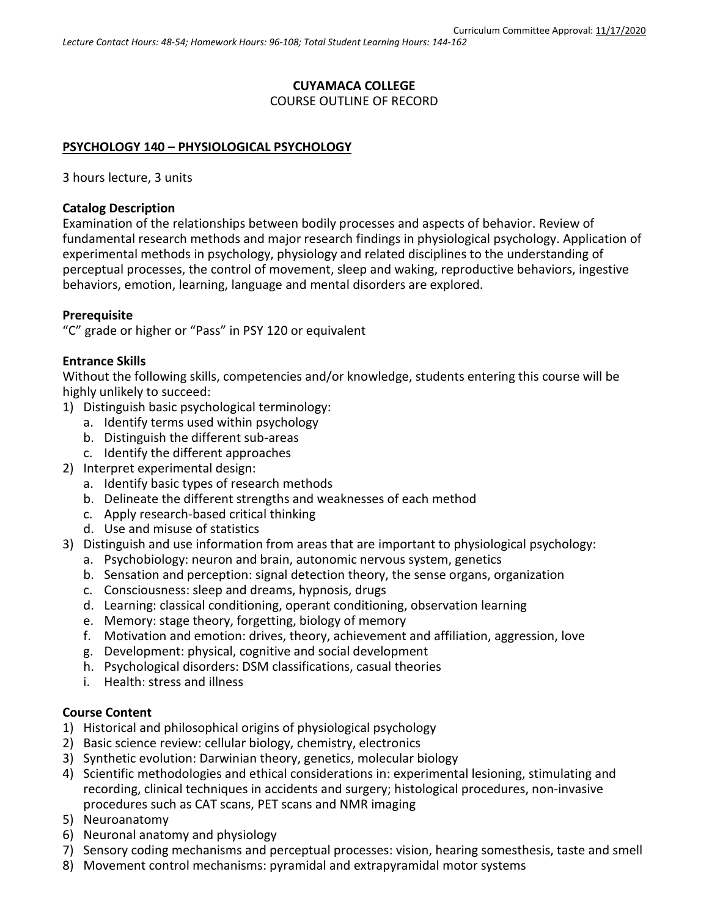Curriculum Committee Approval: 11/17/2020

*Lecture Contact Hours: 48-54; Homework Hours: 96-108; Total Student Learning Hours: 144-162*

**CUYAMACA COLLEGE**
COURSE OUTLINE OF RECORD

## PSYCHOLOGY 140 – PHYSIOLOGICAL PSYCHOLOGY

3 hours lecture, 3 units

### Catalog Description

Examination of the relationships between bodily processes and aspects of behavior. Review of fundamental research methods and major research findings in physiological psychology. Application of experimental methods in psychology, physiology and related disciplines to the understanding of perceptual processes, the control of movement, sleep and waking, reproductive behaviors, ingestive behaviors, emotion, learning, language and mental disorders are explored.

### Prerequisite

"C" grade or higher or "Pass" in PSY 120 or equivalent

### Entrance Skills

Without the following skills, competencies and/or knowledge, students entering this course will be highly unlikely to succeed:

1) Distinguish basic psychological terminology:
    a. Identify terms used within psychology
    b. Distinguish the different sub-areas
    c. Identify the different approaches
2) Interpret experimental design:
    a. Identify basic types of research methods
    b. Delineate the different strengths and weaknesses of each method
    c. Apply research-based critical thinking
    d. Use and misuse of statistics
3) Distinguish and use information from areas that are important to physiological psychology:
    a. Psychobiology: neuron and brain, autonomic nervous system, genetics
    b. Sensation and perception: signal detection theory, the sense organs, organization
    c. Consciousness: sleep and dreams, hypnosis, drugs
    d. Learning: classical conditioning, operant conditioning, observation learning
    e. Memory: stage theory, forgetting, biology of memory
    f. Motivation and emotion: drives, theory, achievement and affiliation, aggression, love
    g. Development: physical, cognitive and social development
    h. Psychological disorders: DSM classifications, casual theories
    i. Health: stress and illness

### Course Content

1) Historical and philosophical origins of physiological psychology
2) Basic science review: cellular biology, chemistry, electronics
3) Synthetic evolution: Darwinian theory, genetics, molecular biology
4) Scientific methodologies and ethical considerations in: experimental lesioning, stimulating and recording, clinical techniques in accidents and surgery; histological procedures, non-invasive procedures such as CAT scans, PET scans and NMR imaging
5) Neuroanatomy
6) Neuronal anatomy and physiology
7) Sensory coding mechanisms and perceptual processes: vision, hearing somesthesis, taste and smell
8) Movement control mechanisms: pyramidal and extrapyramidal motor systems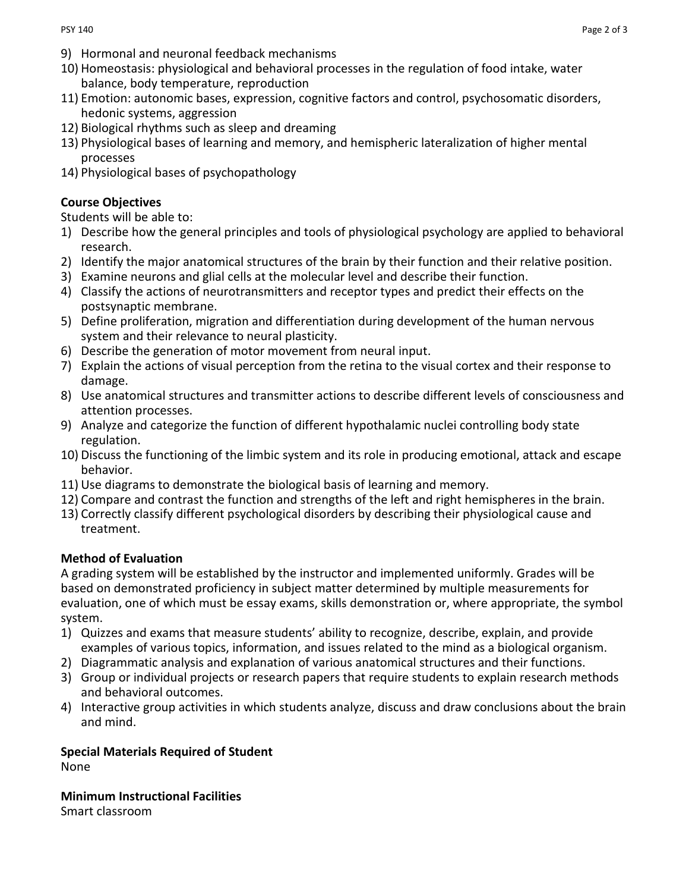9) Hormonal and neuronal feedback mechanisms
10) Homeostasis: physiological and behavioral processes in the regulation of food intake, water balance, body temperature, reproduction
11) Emotion: autonomic bases, expression, cognitive factors and control, psychosomatic disorders, hedonic systems, aggression
12) Biological rhythms such as sleep and dreaming
13) Physiological bases of learning and memory, and hemispheric lateralization of higher mental processes
14) Physiological bases of psychopathology

**Course Objectives**

Students will be able to:

1) Describe how the general principles and tools of physiological psychology are applied to behavioral research.
2) Identify the major anatomical structures of the brain by their function and their relative position.
3) Examine neurons and glial cells at the molecular level and describe their function.
4) Classify the actions of neurotransmitters and receptor types and predict their effects on the postsynaptic membrane.
5) Define proliferation, migration and differentiation during development of the human nervous system and their relevance to neural plasticity.
6) Describe the generation of motor movement from neural input.
7) Explain the actions of visual perception from the retina to the visual cortex and their response to damage.
8) Use anatomical structures and transmitter actions to describe different levels of consciousness and attention processes.
9) Analyze and categorize the function of different hypothalamic nuclei controlling body state regulation.
10) Discuss the functioning of the limbic system and its role in producing emotional, attack and escape behavior.
11) Use diagrams to demonstrate the biological basis of learning and memory.
12) Compare and contrast the function and strengths of the left and right hemispheres in the brain.
13) Correctly classify different psychological disorders by describing their physiological cause and treatment.

**Method of Evaluation**

A grading system will be established by the instructor and implemented uniformly. Grades will be based on demonstrated proficiency in subject matter determined by multiple measurements for evaluation, one of which must be essay exams, skills demonstration or, where appropriate, the symbol system.

1) Quizzes and exams that measure students' ability to recognize, describe, explain, and provide examples of various topics, information, and issues related to the mind as a biological organism.
2) Diagrammatic analysis and explanation of various anatomical structures and their functions.
3) Group or individual projects or research papers that require students to explain research methods and behavioral outcomes.
4) Interactive group activities in which students analyze, discuss and draw conclusions about the brain and mind.

**Special Materials Required of Student**

None

**Minimum Instructional Facilities**

Smart classroom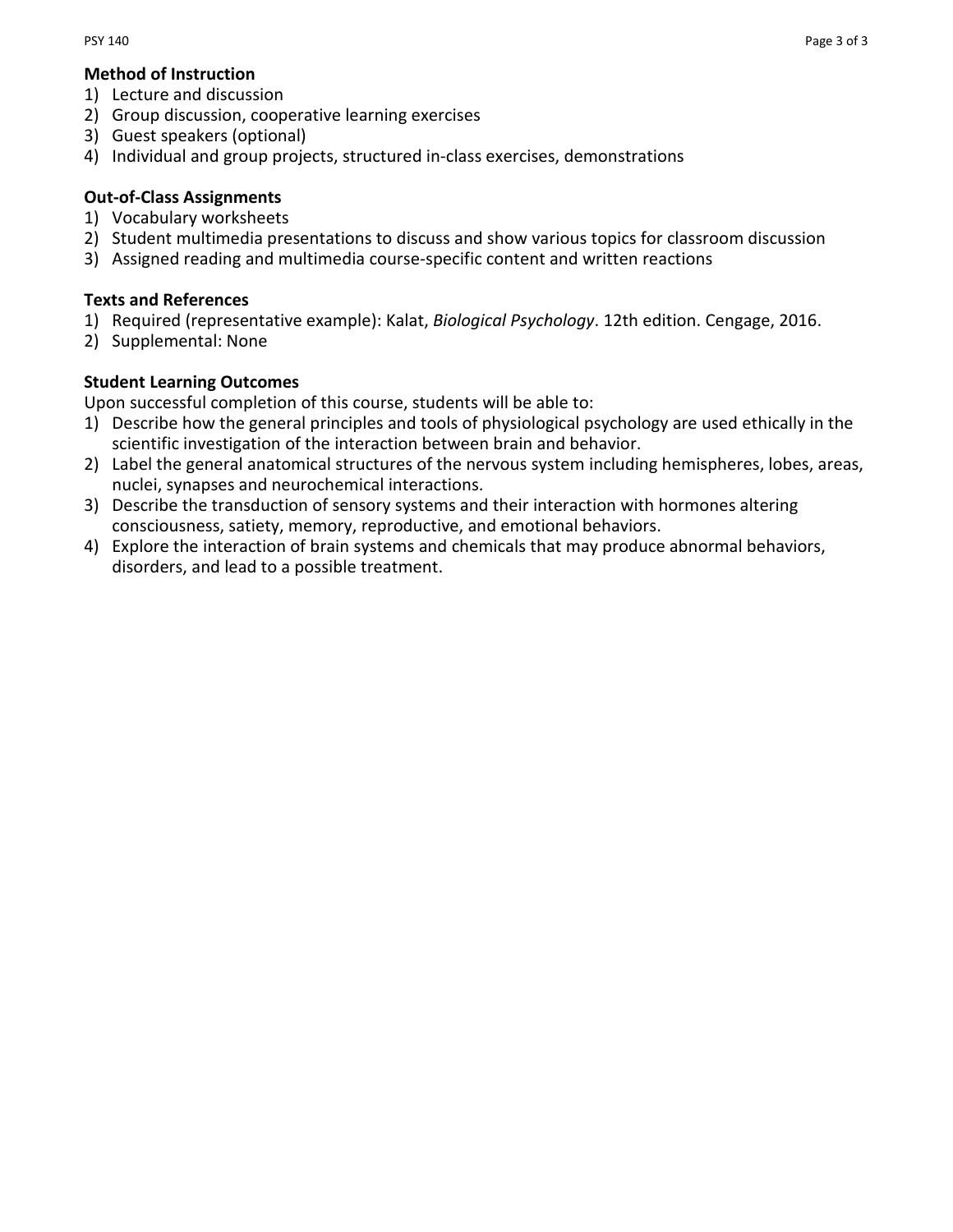### Method of Instruction

1) Lecture and discussion
2) Group discussion, cooperative learning exercises
3) Guest speakers (optional)
4) Individual and group projects, structured in-class exercises, demonstrations

### Out-of-Class Assignments

1) Vocabulary worksheets
2) Student multimedia presentations to discuss and show various topics for classroom discussion
3) Assigned reading and multimedia course-specific content and written reactions

### Texts and References

1) Required (representative example): Kalat, *Biological Psychology*. 12th edition. Cengage, 2016.
2) Supplemental: None

### Student Learning Outcomes

Upon successful completion of this course, students will be able to:

1) Describe how the general principles and tools of physiological psychology are used ethically in the scientific investigation of the interaction between brain and behavior.
2) Label the general anatomical structures of the nervous system including hemispheres, lobes, areas, nuclei, synapses and neurochemical interactions.
3) Describe the transduction of sensory systems and their interaction with hormones altering consciousness, satiety, memory, reproductive, and emotional behaviors.
4) Explore the interaction of brain systems and chemicals that may produce abnormal behaviors, disorders, and lead to a possible treatment.